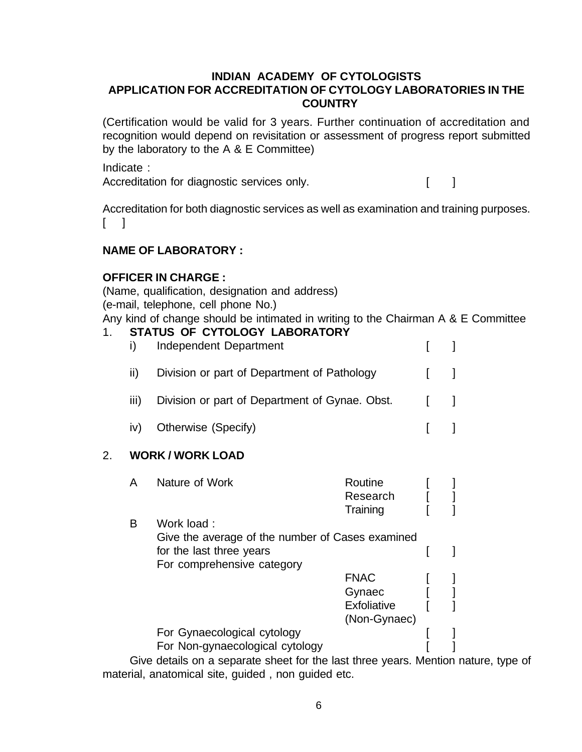# INDIAN ACADEMY OF CYTOLOGISTS

## APPLICATION FOR ACCREDITATION OF CYTOLOGY LABORATORIES IN THE COUNTRY

(Certification would be valid for 3 years. Further continuation of accreditation and recognition would depend on revisitation or assessment of progress report submitted by the laboratory to the A & E Committee)

Indicate :

Accreditation for diagnostic services only. [ ]

Accreditation for both diagnostic services as well as examination and training purposes. [ ]

**NAME OF LABORATORY :**

**OFFICER IN CHARGE :**

(Name, qualification, designation and address)

(e-mail, telephone, cell phone No.)

Any kind of change should be intimated in writing to the Chairman A & E Committee

1. **STATUS OF CYTOLOGY LABORATORY**

   i) Independent Department [ ]

   ii) Division or part of Department of Pathology [ ]

   iii) Division or part of Department of Gynae. Obst. [ ]

   iv) Otherwise (Specify) [ ]

2. **WORK / WORK LOAD**

   A Nature of Work

   - Routine [ ]
   - Research [ ]
   - Training [ ]

   B Work load :

   Give the average of the number of Cases examined for the last three years [ ]

   For comprehensive category

   - FNAC [ ]
   - Gynaec [ ]
   - Exfoliative (Non-Gynaec) [ ]

   For Gynaecological cytology [ ]

   For Non-gynaecological cytology [ ]

   Give details on a separate sheet for the last three years. Mention nature, type of material, anatomical site, guided , non guided etc.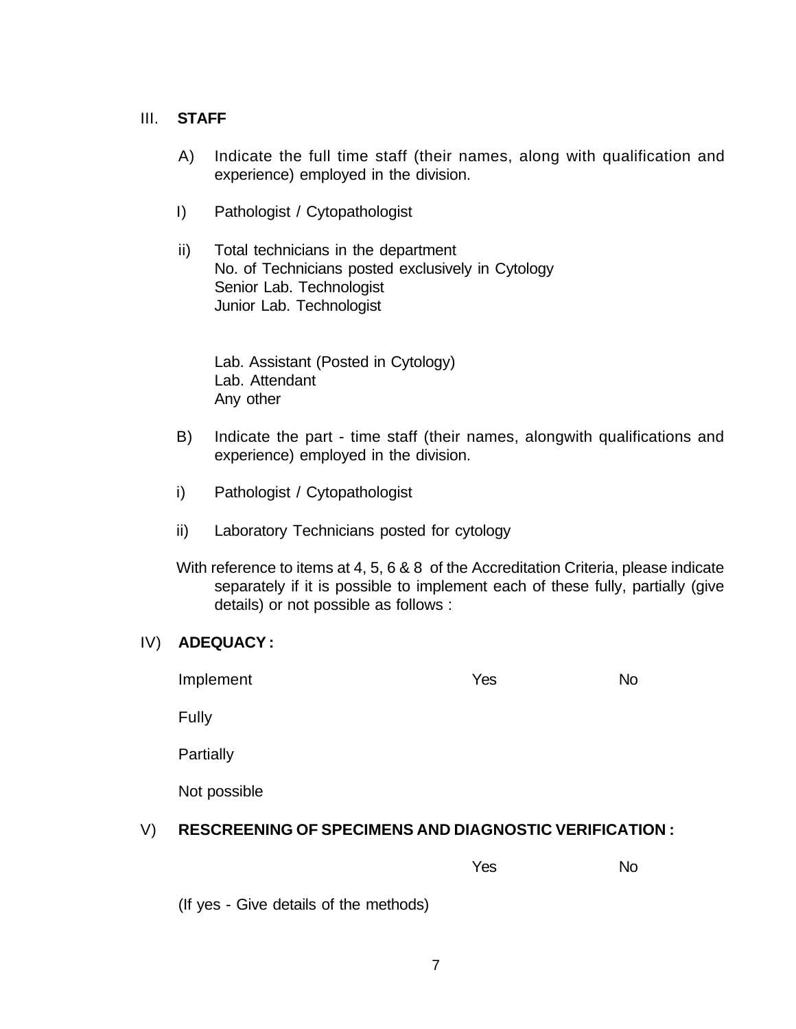## III. STAFF

A) Indicate the full time staff (their names, along with qualification and experience) employed in the division.

I) Pathologist / Cytopathologist

ii) Total technicians in the department
No. of Technicians posted exclusively in Cytology
Senior Lab. Technologist
Junior Lab. Technologist

Lab. Assistant (Posted in Cytology)
Lab. Attendant
Any other

B) Indicate the part - time staff (their names, alongwith qualifications and experience) employed in the division.

i) Pathologist / Cytopathologist

ii) Laboratory Technicians posted for cytology

With reference to items at 4, 5, 6 & 8 of the Accreditation Criteria, please indicate separately if it is possible to implement each of these fully, partially (give details) or not possible as follows :

## IV) ADEQUACY :

| Implement | Yes | No |
|---|---|---|
| Fully | | |
| Partially | | |
| Not possible | | |

## V) RESCREENING OF SPECIMENS AND DIAGNOSTIC VERIFICATION :

| | Yes | No |
|---|---|---|

(If yes - Give details of the methods)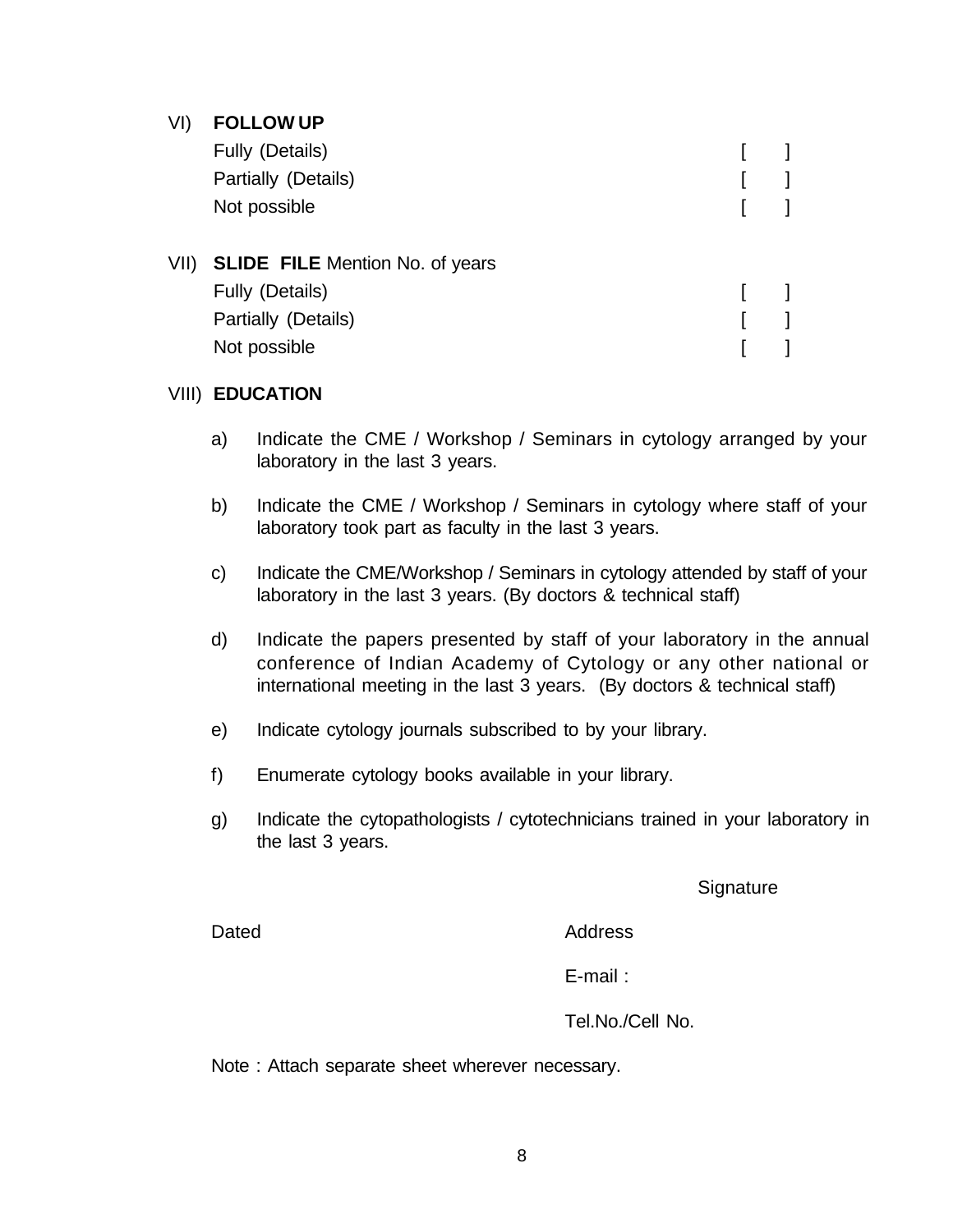VI) **FOLLOW UP**

Fully (Details) [ ]

Partially (Details) [ ]

Not possible [ ]

VII) **SLIDE FILE** Mention No. of years

Fully (Details) [ ]

Partially (Details) [ ]

Not possible [ ]

VIII) **EDUCATION**

a) Indicate the CME / Workshop / Seminars in cytology arranged by your laboratory in the last 3 years.

b) Indicate the CME / Workshop / Seminars in cytology where staff of your laboratory took part as faculty in the last 3 years.

c) Indicate the CME/Workshop / Seminars in cytology attended by staff of your laboratory in the last 3 years. (By doctors & technical staff)

d) Indicate the papers presented by staff of your laboratory in the annual conference of Indian Academy of Cytology or any other national or international meeting in the last 3 years. (By doctors & technical staff)

e) Indicate cytology journals subscribed to by your library.

f) Enumerate cytology books available in your library.

g) Indicate the cytopathologists / cytotechnicians trained in your laboratory in the last 3 years.

Signature

Dated

Address

E-mail :

Tel.No./Cell No.

Note : Attach separate sheet wherever necessary.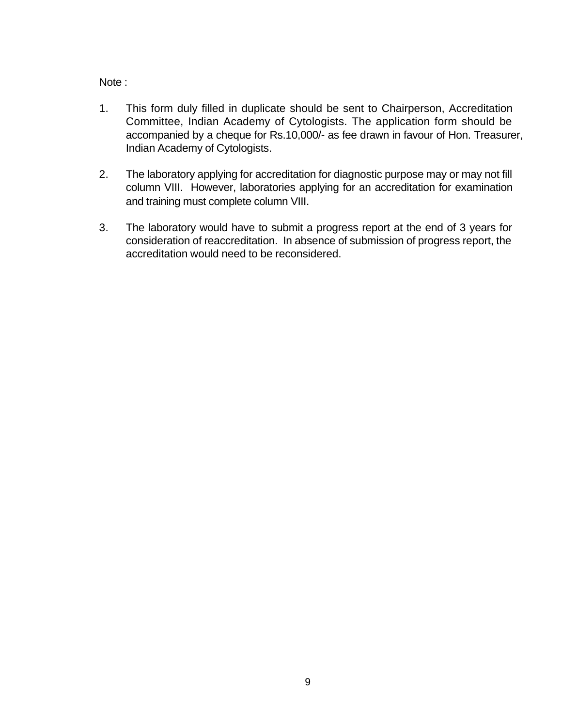Note :

1. This form duly filled in duplicate should be sent to Chairperson, Accreditation Committee, Indian Academy of Cytologists. The application form should be accompanied by a cheque for Rs.10,000/- as fee drawn in favour of Hon. Treasurer, Indian Academy of Cytologists.

2. The laboratory applying for accreditation for diagnostic purpose may or may not fill column VIII. However, laboratories applying for an accreditation for examination and training must complete column VIII.

3. The laboratory would have to submit a progress report at the end of 3 years for consideration of reaccreditation. In absence of submission of progress report, the accreditation would need to be reconsidered.